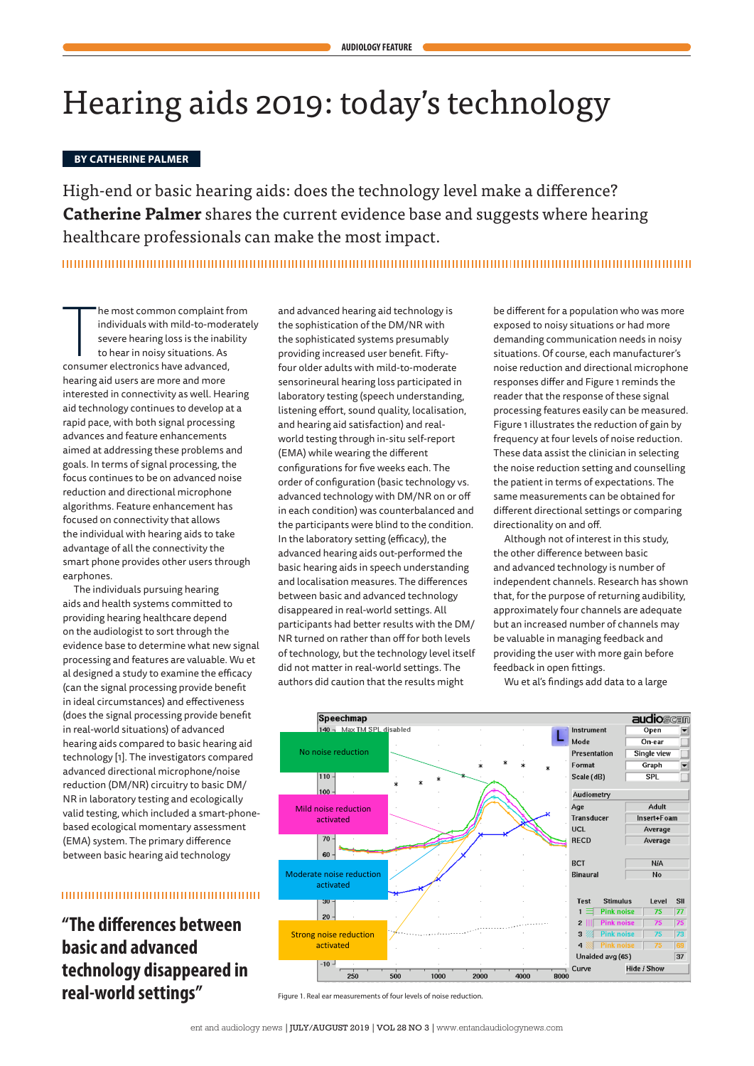AUDIOLOGY FEATURE

# Hearing aids 2019: today's technology

**BY CATHERINE PALMER**

High-end or basic hearing aids: does the technology level make a difference? **Catherine Palmer** shares the current evidence base and suggests where hearing healthcare professionals can make the most impact.

The most common complaint from individuals with mild-to-moderately severe hearing loss is the inability to hear in noisy situations. As consumer electronics have advanced, hearing aid users are more and more interested in connectivity as well. Hearing aid technology continues to develop at a rapid pace, with both signal processing advances and feature enhancements aimed at addressing these problems and goals. In terms of signal processing, the focus continues to be on advanced noise reduction and directional microphone algorithms. Feature enhancement has focused on connectivity that allows the individual with hearing aids to take advantage of all the connectivity the smart phone provides other users through earphones.

The individuals pursuing hearing aids and health systems committed to providing hearing healthcare depend on the audiologist to sort through the evidence base to determine what new signal processing and features are valuable. Wu et al designed a study to examine the efficacy (can the signal processing provide benefit in ideal circumstances) and effectiveness (does the signal processing provide benefit in real-world situations) of advanced hearing aids compared to basic hearing aid technology [1]. The investigators compared advanced directional microphone/noise reduction (DM/NR) circuitry to basic DM/NR in laboratory testing and ecologically valid testing, which included a smart-phone-based ecological momentary assessment (EMA) system. The primary difference between basic hearing aid technology and advanced hearing aid technology is the sophistication of the DM/NR with the sophisticated systems presumably providing increased user benefit. Fifty-four older adults with mild-to-moderate sensorineural hearing loss participated in laboratory testing (speech understanding, listening effort, sound quality, localisation, and hearing aid satisfaction) and real-world testing through in-situ self-report (EMA) while wearing the different configurations for five weeks each. The order of configuration (basic technology vs. advanced technology with DM/NR on or off in each condition) was counterbalanced and the participants were blind to the condition. In the laboratory setting (efficacy), the advanced hearing aids out-performed the basic hearing aids in speech understanding and localisation measures. The differences between basic and advanced technology disappeared in real-world settings. All participants had better results with the DM/NR turned on rather than off for both levels of technology, but the technology level itself did not matter in real-world settings. The authors did caution that the results might be different for a population who was more exposed to noisy situations or had more demanding communication needs in noisy situations. Of course, each manufacturer's noise reduction and directional microphone responses differ and Figure 1 reminds the reader that the response of these signal processing features easily can be measured. Figure 1 illustrates the reduction of gain by frequency at four levels of noise reduction. These data assist the clinician in selecting the noise reduction setting and counselling the patient in terms of expectations. The same measurements can be obtained for different directional settings or comparing directionality on and off.

> **"The differences between basic and advanced technology disappeared in real-world settings"**

Although not of interest in this study, the other difference between basic and advanced technology is number of independent channels. Research has shown that, for the purpose of returning audibility, approximately four channels are adequate but an increased number of channels may be valuable in managing feedback and providing the user with more gain before feedback in open fittings.

Wu et al's findings add data to a large

Figure 1. Real ear measurements of four levels of noise reduction.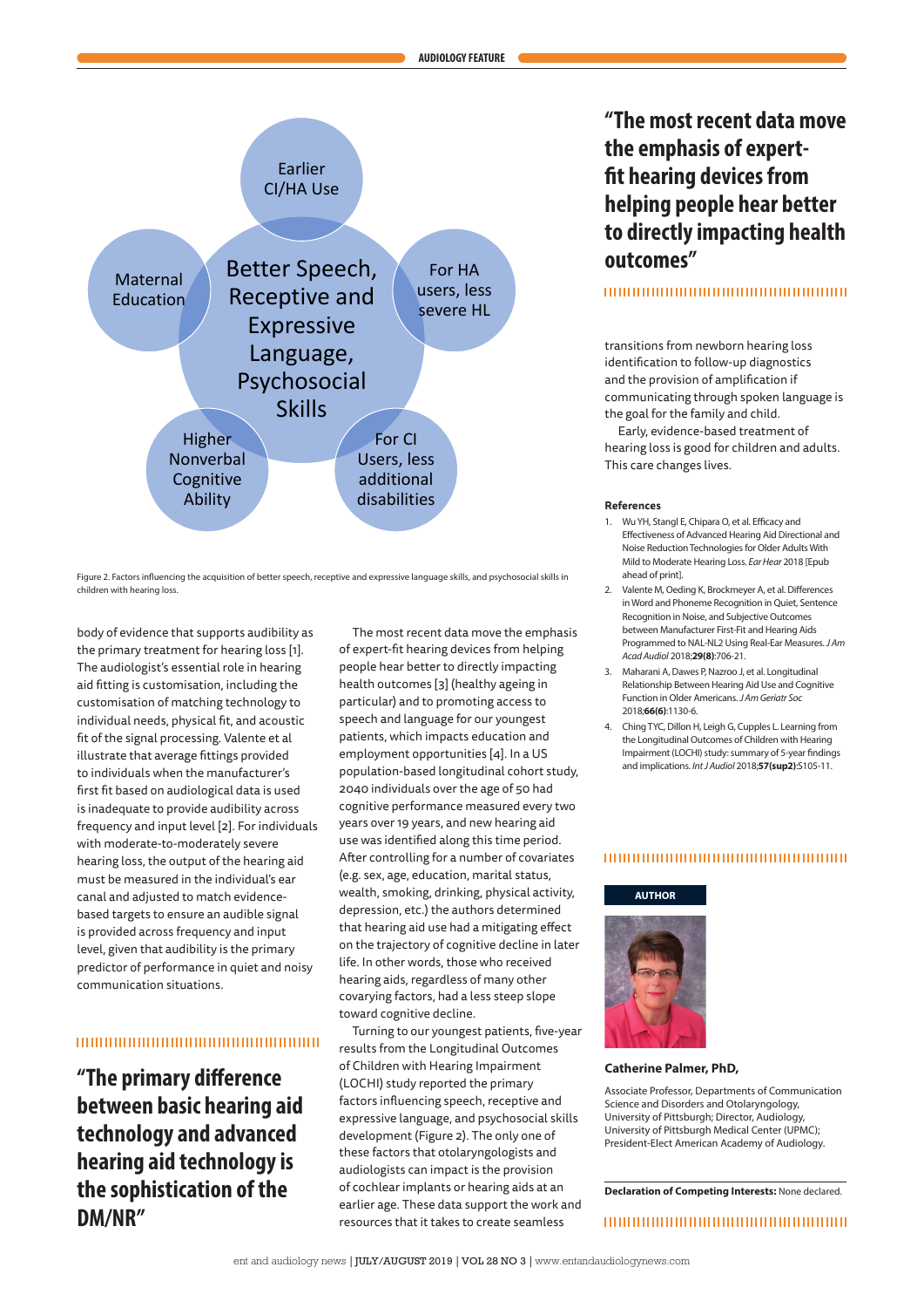Earlier CI/HA Use

For HA users, less severe HL

For CI Users, less additional disabilities

Higher Nonverbal Cognitive Ability

Maternal Education

Better Speech, Receptive and Expressive Language, Psychosocial Skills

Figure 2. Factors influencing the acquisition of better speech, receptive and expressive language skills, and psychosocial skills in children with hearing loss.

body of evidence that supports audibility as the primary treatment for hearing loss [1]. The audiologist's essential role in hearing aid fitting is customisation, including the customisation of matching technology to individual needs, physical fit, and acoustic fit of the signal processing. Valente et al illustrate that average fittings provided to individuals when the manufacturer's first fit based on audiological data is used is inadequate to provide audibility across frequency and input level [2]. For individuals with moderate-to-moderately severe hearing loss, the output of the hearing aid must be measured in the individual's ear canal and adjusted to match evidence-based targets to ensure an audible signal is provided across frequency and input level, given that audibility is the primary predictor of performance in quiet and noisy communication situations.

> **"The primary difference between basic hearing aid technology and advanced hearing aid technology is the sophistication of the DM/NR"**

The most recent data move the emphasis of expert-fit hearing devices from helping people hear better to directly impacting health outcomes [3] (healthy ageing in particular) and to promoting access to speech and language for our youngest patients, which impacts education and employment opportunities [4]. In a US population-based longitudinal cohort study, 2040 individuals over the age of 50 had cognitive performance measured every two years over 19 years, and new hearing aid use was identified along this time period. After controlling for a number of covariates (e.g. sex, age, education, marital status, wealth, smoking, drinking, physical activity, depression, etc.) the authors determined that hearing aid use had a mitigating effect on the trajectory of cognitive decline in later life. In other words, those who received hearing aids, regardless of many other covarying factors, had a less steep slope toward cognitive decline.

Turning to our youngest patients, five-year results from the Longitudinal Outcomes of Children with Hearing Impairment (LOCHI) study reported the primary factors influencing speech, receptive and expressive language, and psychosocial skills development (Figure 2). The only one of these factors that otolaryngologists and audiologists can impact is the provision of cochlear implants or hearing aids at an earlier age. These data support the work and resources that it takes to create seamless transitions from newborn hearing loss identification to follow-up diagnostics and the provision of amplification if communicating through spoken language is the goal for the family and child.

> **"The most recent data move the emphasis of expert-fit hearing devices from helping people hear better to directly impacting health outcomes"**

Early, evidence-based treatment of hearing loss is good for children and adults. This care changes lives.

### References

1. Wu YH, Stangl E, Chipara O, et al. Efficacy and Effectiveness of Advanced Hearing Aid Directional and Noise Reduction Technologies for Older Adults With Mild to Moderate Hearing Loss. *Ear Hear* 2018 [Epub ahead of print].
2. Valente M, Oeding K, Brockmeyer A, et al. Differences in Word and Phoneme Recognition in Quiet, Sentence Recognition in Noise, and Subjective Outcomes between Manufacturer First-Fit and Hearing Aids Programmed to NAL-NL2 Using Real-Ear Measures. *J Am Acad Audiol* 2018;**29(8)**:706-21.
3. Maharani A, Dawes P, Nazroo J, et al. Longitudinal Relationship Between Hearing Aid Use and Cognitive Function in Older Americans. *J Am Geriatr Soc* 2018;**66(6)**:1130-6.
4. Ching TYC, Dillon H, Leigh G, Cupples L. Learning from the Longitudinal Outcomes of Children with Hearing Impairment (LOCHI) study: summary of 5-year findings and implications. *Int J Audiol* 2018;**57(sup2)**:S105-11.

### AUTHOR

**Catherine Palmer, PhD,**

Associate Professor, Departments of Communication Science and Disorders and Otolaryngology, University of Pittsburgh; Director, Audiology, University of Pittsburgh Medical Center (UPMC); President-Elect American Academy of Audiology.

**Declaration of Competing Interests:** None declared.